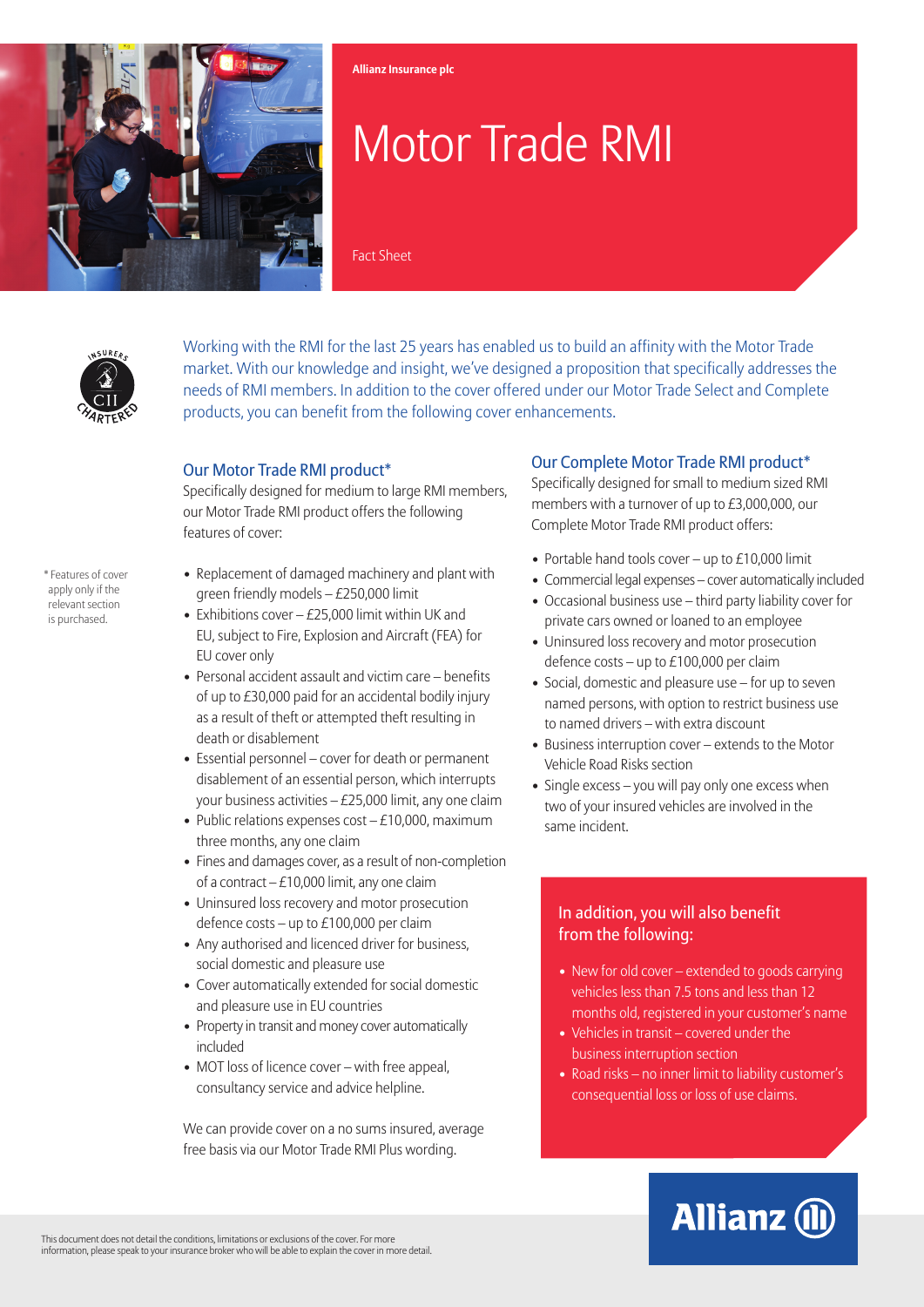Allianz Insurance plc

# Motor Trade RMI

Fact Sheet

Working with the RMI for the last 25 years has enabled us to build an affinity with the Motor Trade market. With our knowledge and insight, we've designed a proposition that specifically addresses the needs of RMI members. In addition to the cover offered under our Motor Trade Select and Complete products, you can benefit from the following cover enhancements.

## Our Motor Trade RMI product*

Specifically designed for medium to large RMI members, our Motor Trade RMI product offers the following features of cover:

- Replacement of damaged machinery and plant with green friendly models – £250,000 limit
- Exhibitions cover – £25,000 limit within UK and EU, subject to Fire, Explosion and Aircraft (FEA) for EU cover only
- Personal accident assault and victim care – benefits of up to £30,000 paid for an accidental bodily injury as a result of theft or attempted theft resulting in death or disablement
- Essential personnel – cover for death or permanent disablement of an essential person, which interrupts your business activities – £25,000 limit, any one claim
- Public relations expenses cost – £10,000, maximum three months, any one claim
- Fines and damages cover, as a result of non-completion of a contract – £10,000 limit, any one claim
- Uninsured loss recovery and motor prosecution defence costs – up to £100,000 per claim
- Any authorised and licenced driver for business, social domestic and pleasure use
- Cover automatically extended for social domestic and pleasure use in EU countries
- Property in transit and money cover automatically included
- MOT loss of licence cover – with free appeal, consultancy service and advice helpline.

We can provide cover on a no sums insured, average free basis via our Motor Trade RMI Plus wording.

\* Features of cover apply only if the relevant section is purchased.

## Our Complete Motor Trade RMI product*

Specifically designed for small to medium sized RMI members with a turnover of up to £3,000,000, our Complete Motor Trade RMI product offers:

- Portable hand tools cover – up to £10,000 limit
- Commercial legal expenses – cover automatically included
- Occasional business use – third party liability cover for private cars owned or loaned to an employee
- Uninsured loss recovery and motor prosecution defence costs – up to £100,000 per claim
- Social, domestic and pleasure use – for up to seven named persons, with option to restrict business use to named drivers – with extra discount
- Business interruption cover – extends to the Motor Vehicle Road Risks section
- Single excess – you will pay only one excess when two of your insured vehicles are involved in the same incident.

### In addition, you will also benefit from the following:

- New for old cover – extended to goods carrying vehicles less than 7.5 tons and less than 12 months old, registered in your customer's name
- Vehicles in transit – covered under the business interruption section
- Road risks – no inner limit to liability customer's consequential loss or loss of use claims.

This document does not detail the conditions, limitations or exclusions of the cover. For more information, please speak to your insurance broker who will be able to explain the cover in more detail.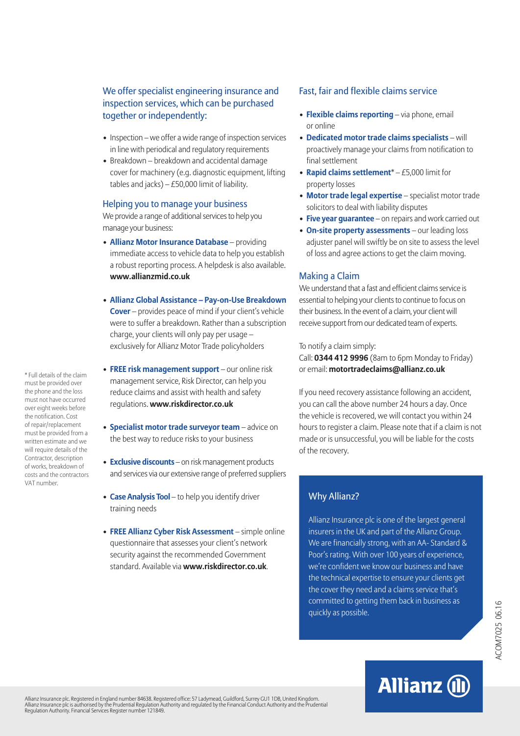## We offer specialist engineering insurance and inspection services, which can be purchased together or independently:

- Inspection – we offer a wide range of inspection services in line with periodical and regulatory requirements
- Breakdown – breakdown and accidental damage cover for machinery (e.g. diagnostic equipment, lifting tables and jacks) – £50,000 limit of liability.

## Helping you to manage your business

We provide a range of additional services to help you manage your business:

- **Allianz Motor Insurance Database** – providing immediate access to vehicle data to help you establish a robust reporting process. A helpdesk is also available. **www.allianzmid.co.uk**
- **Allianz Global Assistance – Pay-on-Use Breakdown Cover** – provides peace of mind if your client's vehicle were to suffer a breakdown. Rather than a subscription charge, your clients will only pay per usage – exclusively for Allianz Motor Trade policyholders
- **FREE risk management support** – our online risk management service, Risk Director, can help you reduce claims and assist with health and safety regulations. **www.riskdirector.co.uk**
- **Specialist motor trade surveyor team** – advice on the best way to reduce risks to your business
- **Exclusive discounts** – on risk management products and services via our extensive range of preferred suppliers
- **Case Analysis Tool** – to help you identify driver training needs
- **FREE Allianz Cyber Risk Assessment** – simple online questionnaire that assesses your client's network security against the recommended Government standard. Available via **www.riskdirector.co.uk**.

* Full details of the claim must be provided over the phone and the loss must not have occurred over eight weeks before the notification. Cost of repair/replacement must be provided from a written estimate and we will require details of the Contractor, description of works, breakdown of costs and the contractors VAT number.

## Fast, fair and flexible claims service

- **Flexible claims reporting** – via phone, email or online
- **Dedicated motor trade claims specialists** – will proactively manage your claims from notification to final settlement
- **Rapid claims settlement*** – £5,000 limit for property losses
- **Motor trade legal expertise** – specialist motor trade solicitors to deal with liability disputes
- **Five year guarantee** – on repairs and work carried out
- **On-site property assessments** – our leading loss adjuster panel will swiftly be on site to assess the level of loss and agree actions to get the claim moving.

## Making a Claim

We understand that a fast and efficient claims service is essential to helping your clients to continue to focus on their business. In the event of a claim, your client will receive support from our dedicated team of experts.

To notify a claim simply:
Call: **0344 412 9996** (8am to 6pm Monday to Friday)
or email: **motortradeclaims@allianz.co.uk**

If you need recovery assistance following an accident, you can call the above number 24 hours a day. Once the vehicle is recovered, we will contact you within 24 hours to register a claim. Please note that if a claim is not made or is unsuccessful, you will be liable for the costs of the recovery.

## Why Allianz?

Allianz Insurance plc is one of the largest general insurers in the UK and part of the Allianz Group. We are financially strong, with an AA- Standard & Poor's rating. With over 100 years of experience, we're confident we know our business and have the technical expertise to ensure your clients get the cover they need and a claims service that's committed to getting them back in business as quickly as possible.

ACOM7025 06.16

Allianz

Allianz Insurance plc. Registered in England number 84638. Registered office: 57 Ladymead, Guildford, Surrey GU1 1DB, United Kingdom.
Allianz Insurance plc is authorised by the Prudential Regulation Authority and regulated by the Financial Conduct Authority and the Prudential Regulation Authority. Financial Services Register number 121849.